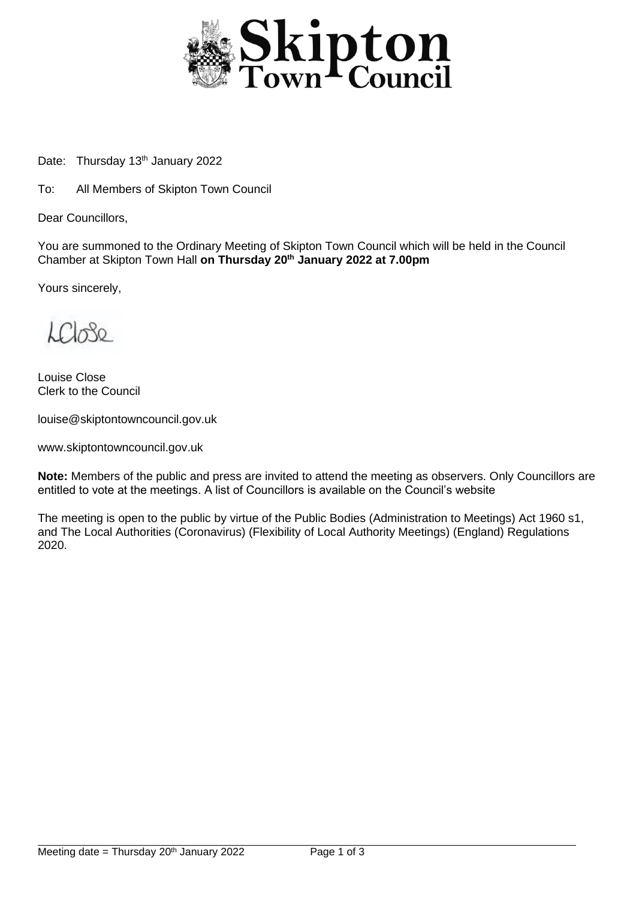# Skipton Town Council

Date: Thursday 13th January 2022

To: All Members of Skipton Town Council

Dear Councillors,

You are summoned to the Ordinary Meeting of Skipton Town Council which will be held in the Council Chamber at Skipton Town Hall **on Thursday 20th January 2022 at 7.00pm**

Yours sincerely,

LClose

Louise Close
Clerk to the Council

louise@skiptontowncouncil.gov.uk

www.skiptontowncouncil.gov.uk

**Note:** Members of the public and press are invited to attend the meeting as observers. Only Councillors are entitled to vote at the meetings. A list of Councillors is available on the Council's website

The meeting is open to the public by virtue of the Public Bodies (Administration to Meetings) Act 1960 s1, and The Local Authorities (Coronavirus) (Flexibility of Local Authority Meetings) (England) Regulations 2020.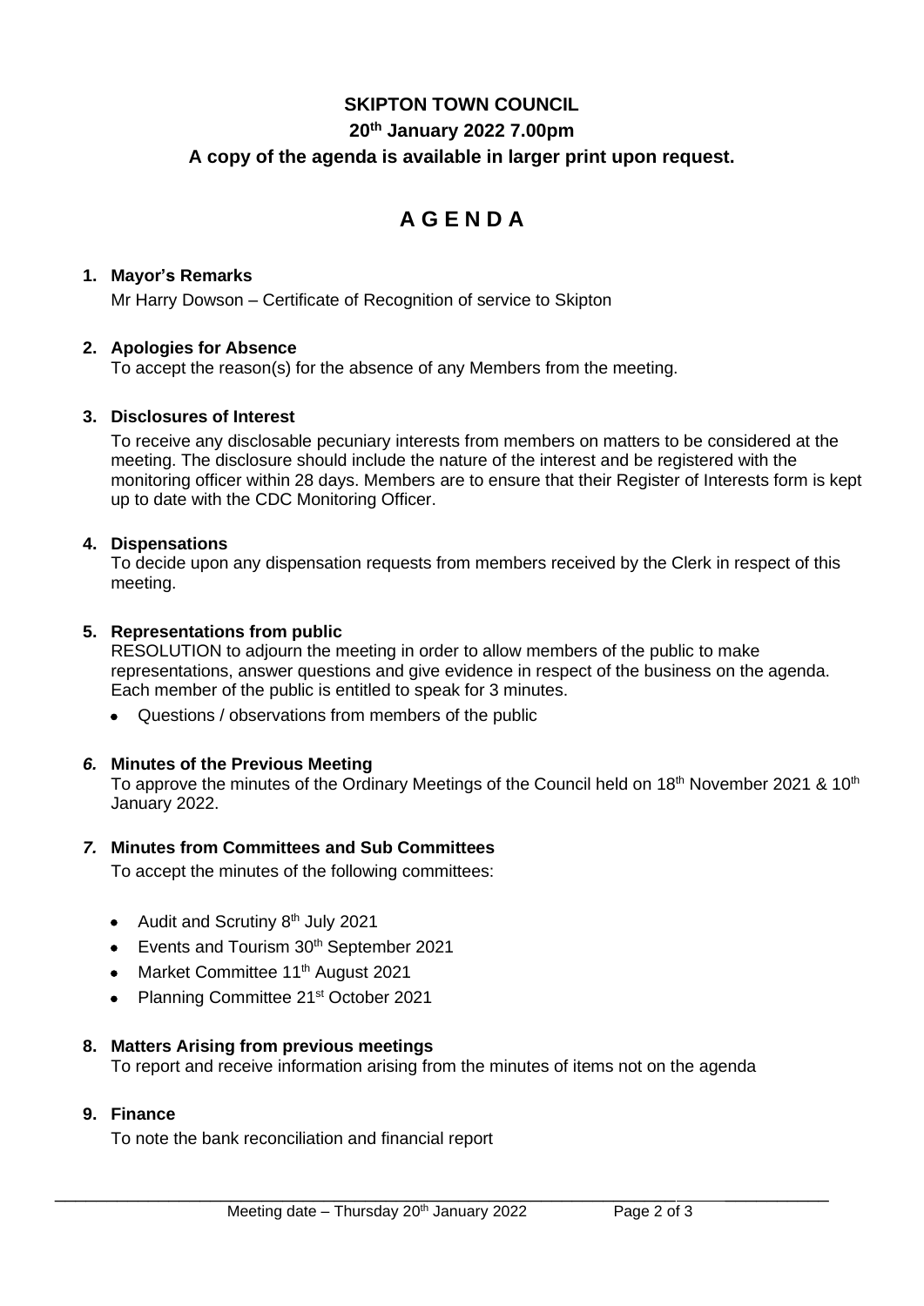**SKIPTON TOWN COUNCIL**

**20th January 2022 7.00pm**

**A copy of the agenda is available in larger print upon request.**

# A G E N D A

**1. Mayor's Remarks**

Mr Harry Dowson – Certificate of Recognition of service to Skipton

**2. Apologies for Absence**

To accept the reason(s) for the absence of any Members from the meeting.

**3. Disclosures of Interest**

To receive any disclosable pecuniary interests from members on matters to be considered at the meeting. The disclosure should include the nature of the interest and be registered with the monitoring officer within 28 days. Members are to ensure that their Register of Interests form is kept up to date with the CDC Monitoring Officer.

**4. Dispensations**

To decide upon any dispensation requests from members received by the Clerk in respect of this meeting.

**5. Representations from public**

RESOLUTION to adjourn the meeting in order to allow members of the public to make representations, answer questions and give evidence in respect of the business on the agenda. Each member of the public is entitled to speak for 3 minutes.

- Questions / observations from members of the public

***6.* Minutes of the Previous Meeting**

To approve the minutes of the Ordinary Meetings of the Council held on 18th November 2021 & 10th January 2022.

***7.* Minutes from Committees and Sub Committees**

To accept the minutes of the following committees:

- Audit and Scrutiny 8th July 2021
- Events and Tourism 30th September 2021
- Market Committee 11th August 2021
- Planning Committee 21st October 2021

**8. Matters Arising from previous meetings**

To report and receive information arising from the minutes of items not on the agenda

**9. Finance**

To note the bank reconciliation and financial report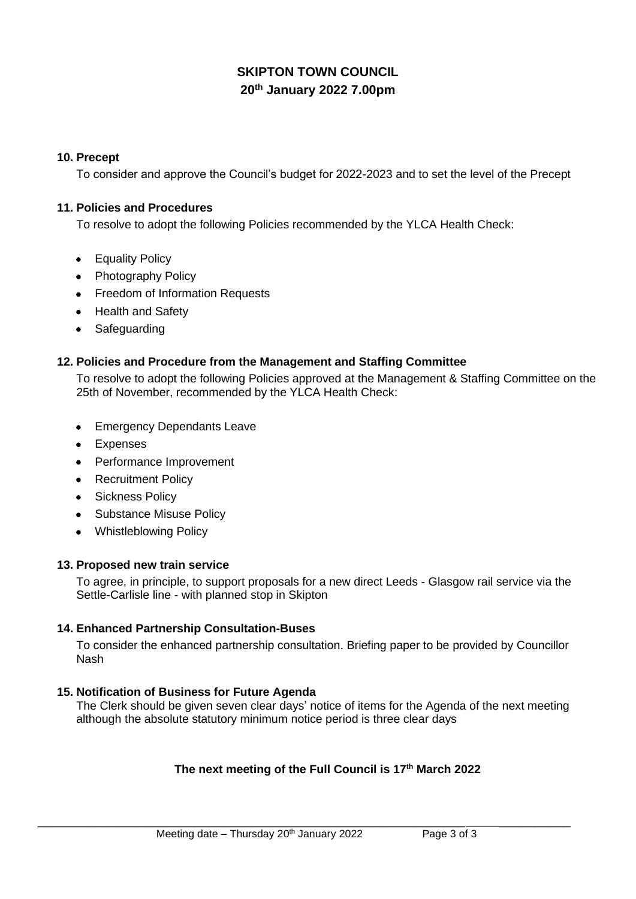# SKIPTON TOWN COUNCIL
## 20th January 2022 7.00pm

### 10. Precept

To consider and approve the Council's budget for 2022-2023 and to set the level of the Precept

### 11. Policies and Procedures

To resolve to adopt the following Policies recommended by the YLCA Health Check:

- Equality Policy
- Photography Policy
- Freedom of Information Requests
- Health and Safety
- Safeguarding

### 12. Policies and Procedure from the Management and Staffing Committee

To resolve to adopt the following Policies approved at the Management & Staffing Committee on the 25th of November, recommended by the YLCA Health Check:

- Emergency Dependants Leave
- Expenses
- Performance Improvement
- Recruitment Policy
- Sickness Policy
- Substance Misuse Policy
- Whistleblowing Policy

### 13. Proposed new train service

To agree, in principle, to support proposals for a new direct Leeds - Glasgow rail service via the Settle-Carlisle line - with planned stop in Skipton

### 14. Enhanced Partnership Consultation-Buses

To consider the enhanced partnership consultation. Briefing paper to be provided by Councillor Nash

### 15. Notification of Business for Future Agenda

The Clerk should be given seven clear days' notice of items for the Agenda of the next meeting although the absolute statutory minimum notice period is three clear days

**The next meeting of the Full Council is 17th March 2022**